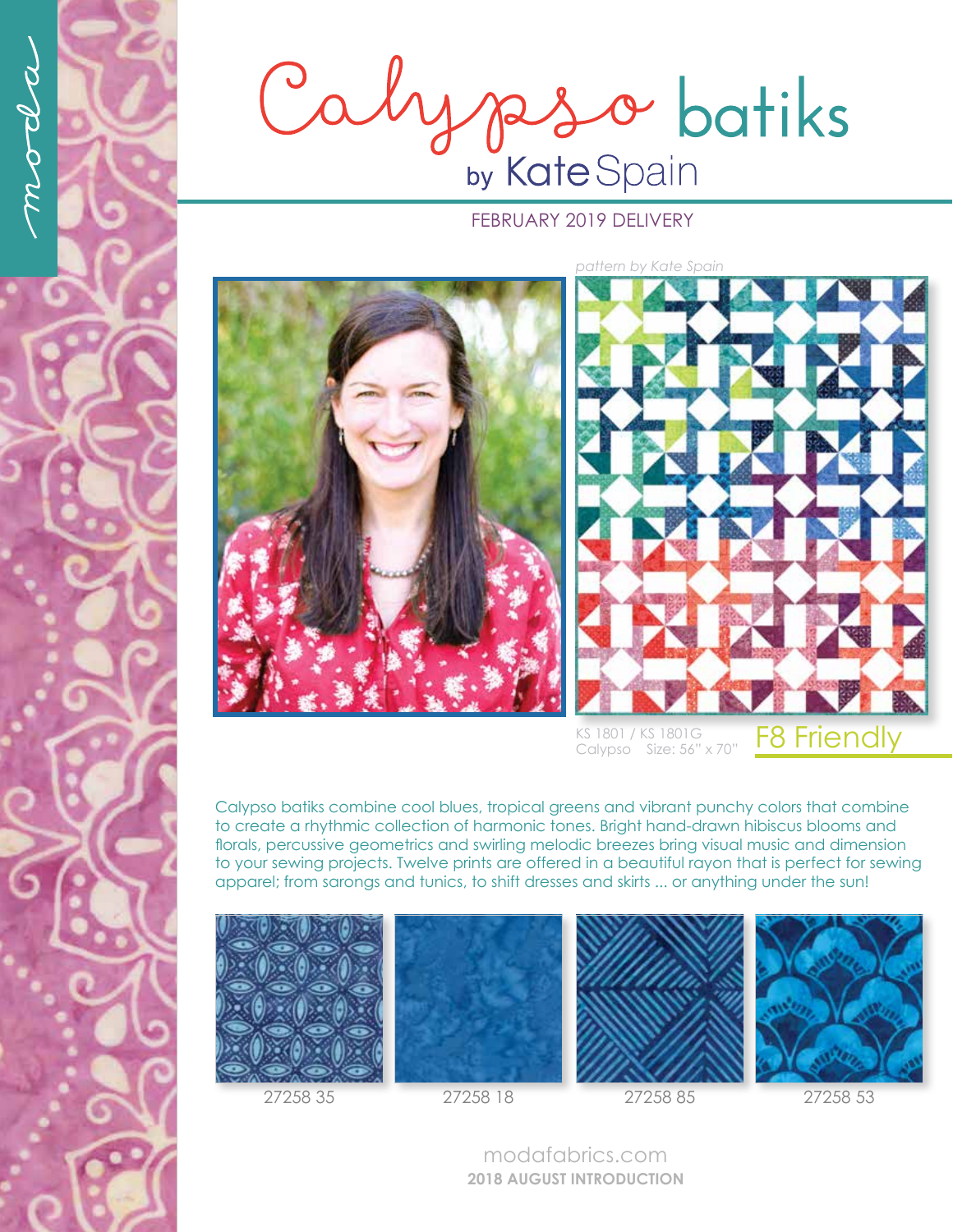moda

# Calypso batiks

## by Kate Spain

FEBRUARY 2019 DELIVERY

*pattern by Kate Spain*

KS 1801 / KS 1801G
Calypso Size: 56" x 70"

F8 Friendly

Calypso batiks combine cool blues, tropical greens and vibrant punchy colors that combine to create a rhythmic collection of harmonic tones. Bright hand-drawn hibiscus blooms and florals, percussive geometrics and swirling melodic breezes bring visual music and dimension to your sewing projects. Twelve prints are offered in a beautiful rayon that is perfect for sewing apparel; from sarongs and tunics, to shift dresses and skirts ... or anything under the sun!

27258 35

27258 18

27258 85

27258 53

modafabrics.com

**2018 AUGUST INTRODUCTION**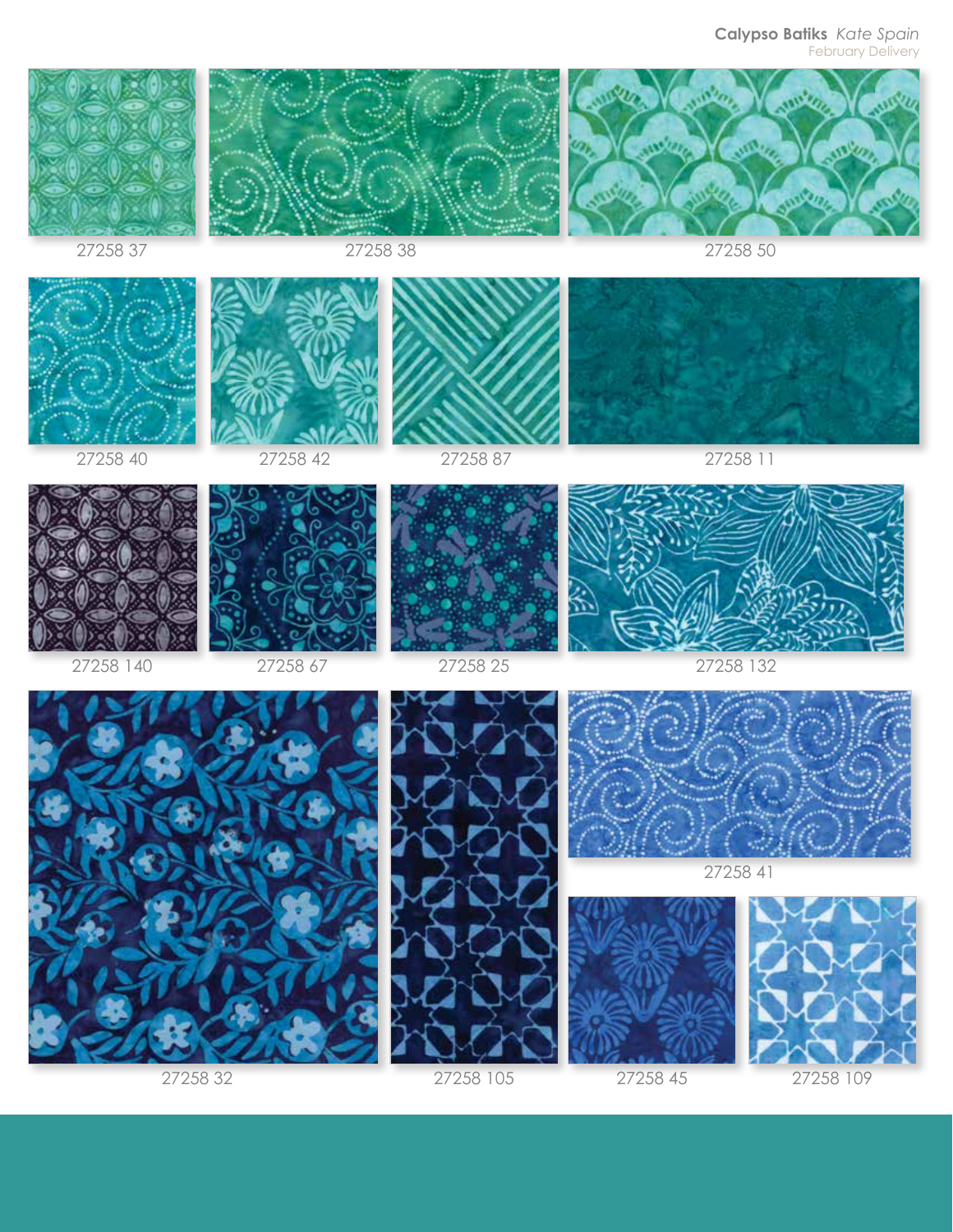**Calypso Batiks** *Kate Spain*
February Delivery

27258 37

27258 38

27258 50

27258 40

27258 42

27258 87

27258 11

27258 140

27258 67

27258 25

27258 132

27258 32

27258 105

27258 41

27258 45

27258 109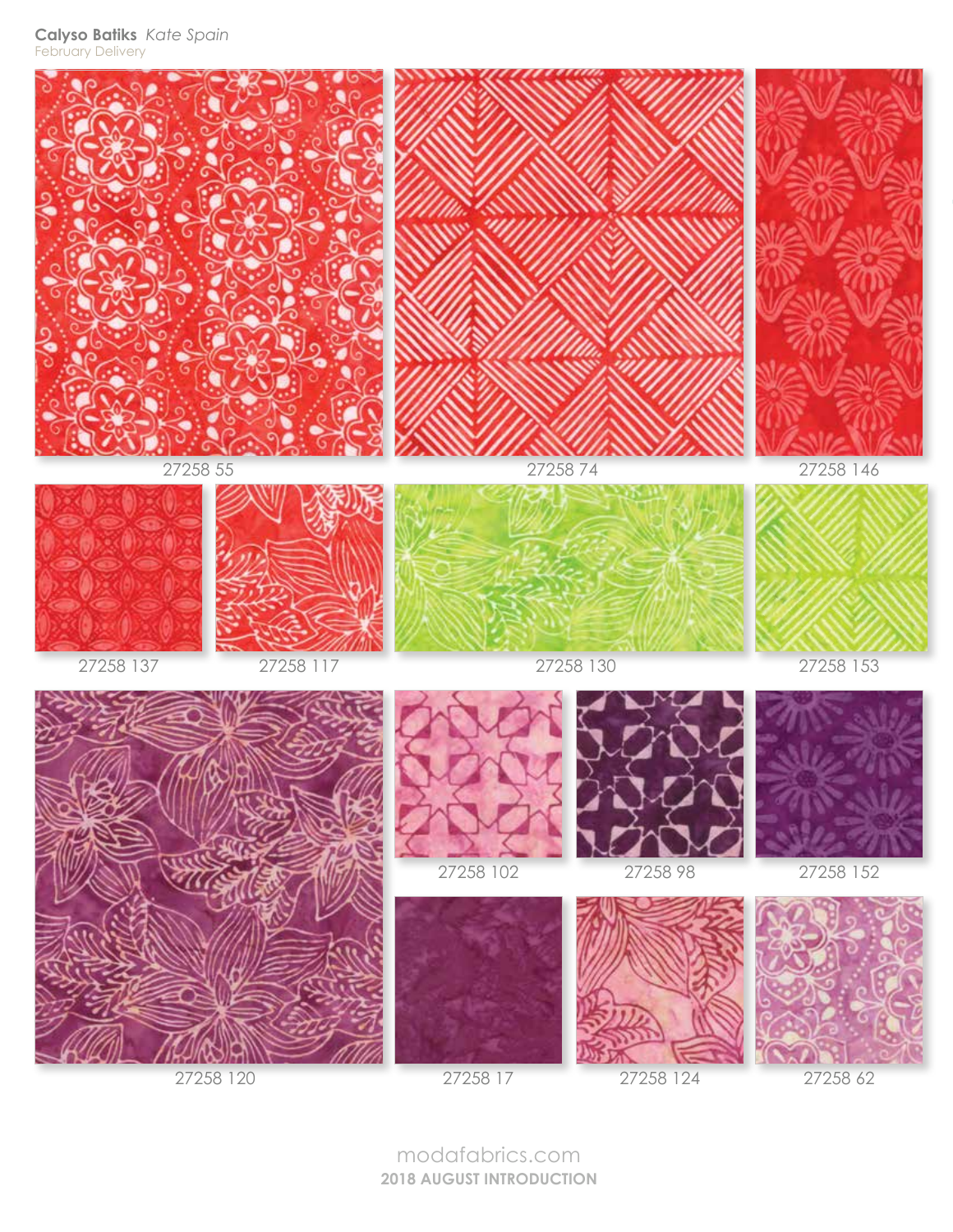**Calyso Batiks** *Kate Spain*
February Delivery

27258 55

27258 74

27258 146

27258 137

27258 117

27258 130

27258 153

27258 120

27258 102

27258 98

27258 152

27258 17

27258 124

27258 62

modafabrics.com
**2018 AUGUST INTRODUCTION**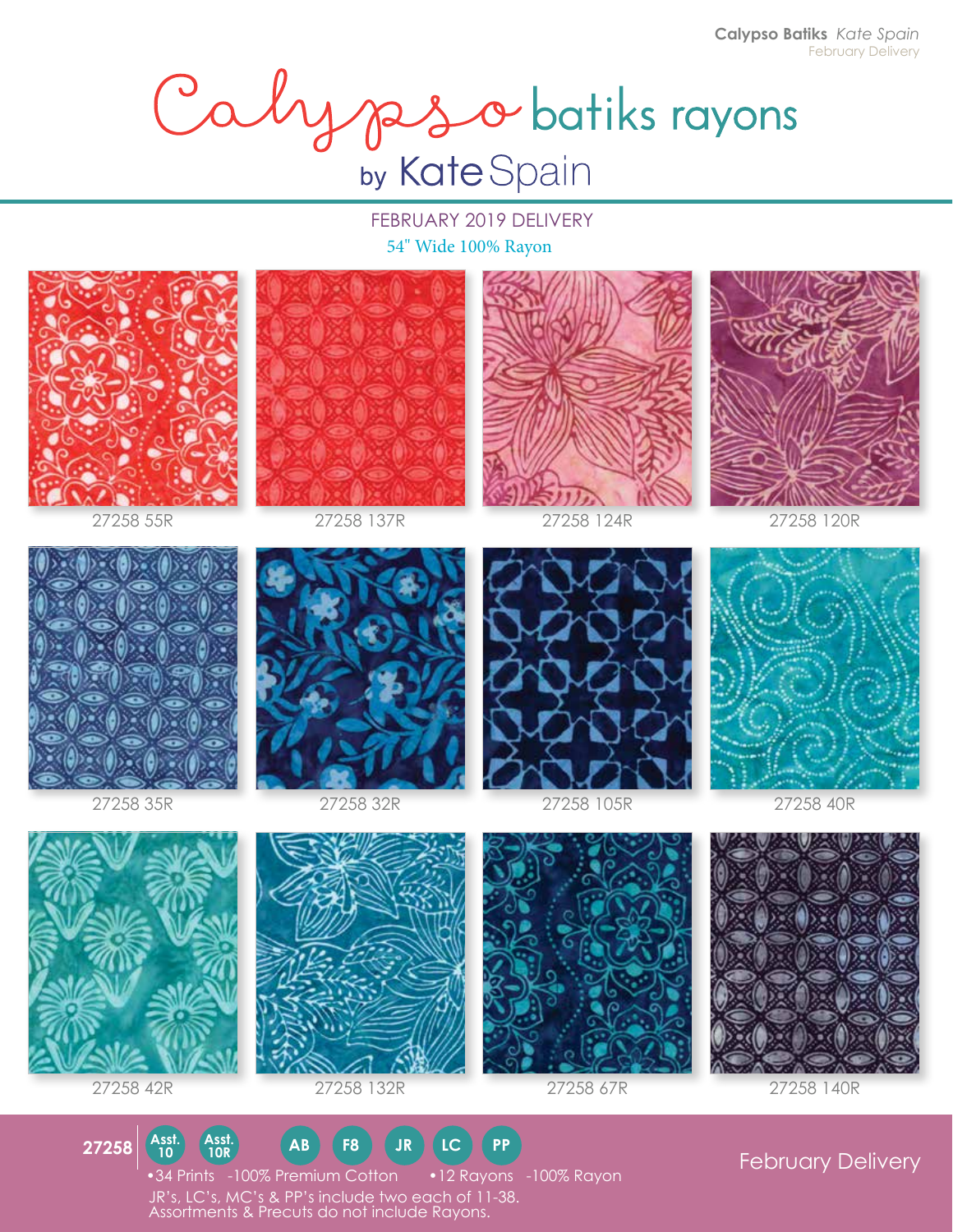# Calypso batiks rayons

## by Kate Spain

FEBRUARY 2019 DELIVERY

54" Wide 100% Rayon

27258 55R

27258 137R

27258 124R

27258 120R

27258 35R

27258 32R

27258 105R

27258 40R

27258 42R

27258 132R

27258 67R

27258 140R

**27258** Asst. 10 Asst. 10R AB F8 JR LC PP

- 34 Prints -100% Premium Cotton
- 12 Rayons -100% Rayon

JR's, LC's, MC's & PP's include two each of 11-38.
Assortments & Precuts do not include Rayons.

February Delivery